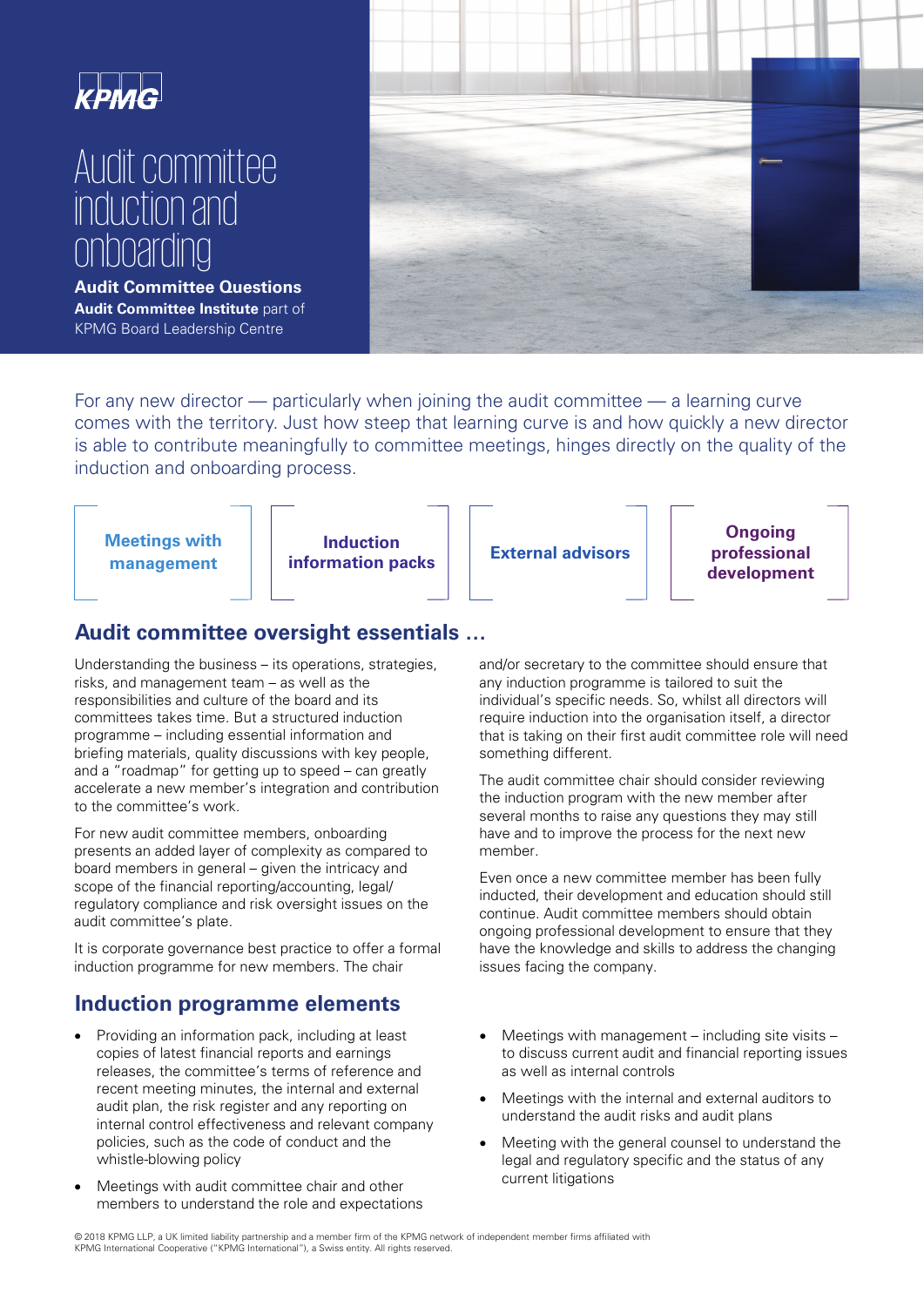# Audit committee induction and onboarding

**Audit Committee Questions**

**Audit Committee Institute** part of KPMG Board Leadership Centre

For any new director — particularly when joining the audit committee — a learning curve comes with the territory. Just how steep that learning curve is and how quickly a new director is able to contribute meaningfully to committee meetings, hinges directly on the quality of the induction and onboarding process.

**Meetings with management** | **Induction information packs** | **External advisors** | **Ongoing professional development**

## Audit committee oversight essentials …

Understanding the business – its operations, strategies, risks, and management team – as well as the responsibilities and culture of the board and its committees takes time. But a structured induction programme – including essential information and briefing materials, quality discussions with key people, and a "roadmap" for getting up to speed – can greatly accelerate a new member's integration and contribution to the committee's work.

For new audit committee members, onboarding presents an added layer of complexity as compared to board members in general – given the intricacy and scope of the financial reporting/accounting, legal/regulatory compliance and risk oversight issues on the audit committee's plate.

It is corporate governance best practice to offer a formal induction programme for new members. The chair and/or secretary to the committee should ensure that any induction programme is tailored to suit the individual's specific needs. So, whilst all directors will require induction into the organisation itself, a director that is taking on their first audit committee role will need something different.

The audit committee chair should consider reviewing the induction program with the new member after several months to raise any questions they may still have and to improve the process for the next new member.

Even once a new committee member has been fully inducted, their development and education should still continue. Audit committee members should obtain ongoing professional development to ensure that they have the knowledge and skills to address the changing issues facing the company.

## Induction programme elements

- Providing an information pack, including at least copies of latest financial reports and earnings releases, the committee's terms of reference and recent meeting minutes, the internal and external audit plan, the risk register and any reporting on internal control effectiveness and relevant company policies, such as the code of conduct and the whistle-blowing policy
- Meetings with audit committee chair and other members to understand the role and expectations
- Meetings with management – including site visits – to discuss current audit and financial reporting issues as well as internal controls
- Meetings with the internal and external auditors to understand the audit risks and audit plans
- Meeting with the general counsel to understand the legal and regulatory specific and the status of any current litigations

© 2018 KPMG LLP, a UK limited liability partnership and a member firm of the KPMG network of independent member firms affiliated with KPMG International Cooperative ("KPMG International"), a Swiss entity. All rights reserved.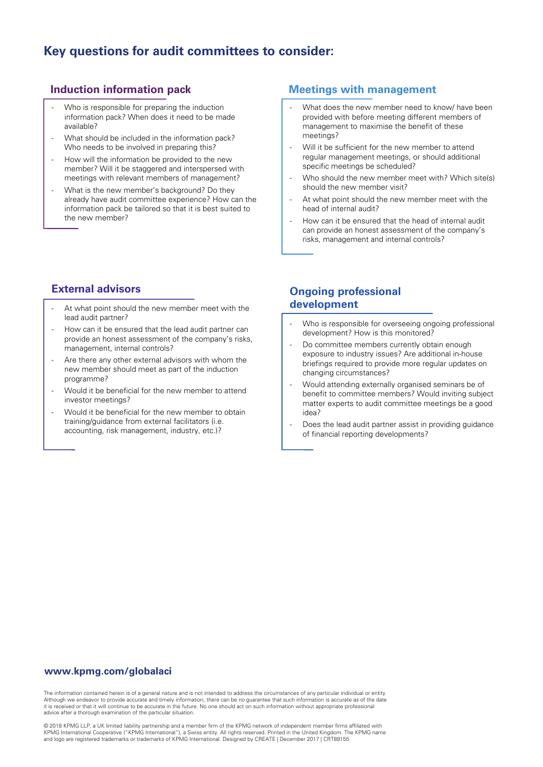# Key questions for audit committees to consider:

## Induction information pack

- Who is responsible for preparing the induction information pack? When does it need to be made available?
- What should be included in the information pack? Who needs to be involved in preparing this?
- How will the information be provided to the new member? Will it be staggered and interspersed with meetings with relevant members of management?
- What is the new member's background? Do they already have audit committee experience? How can the information pack be tailored so that it is best suited to the new member?

## Meetings with management

- What does the new member need to know/ have been provided with before meeting different members of management to maximise the benefit of these meetings?
- Will it be sufficient for the new member to attend regular management meetings, or should additional specific meetings be scheduled?
- Who should the new member meet with? Which site(s) should the new member visit?
- At what point should the new member meet with the head of internal audit?
- How can it be ensured that the head of internal audit can provide an honest assessment of the company's risks, management and internal controls?

## External advisors

- At what point should the new member meet with the lead audit partner?
- How can it be ensured that the lead audit partner can provide an honest assessment of the company's risks, management, internal controls?
- Are there any other external advisors with whom the new member should meet as part of the induction programme?
- Would it be beneficial for the new member to attend investor meetings?
- Would it be beneficial for the new member to obtain training/guidance from external facilitators (i.e. accounting, risk management, industry, etc.)?

## Ongoing professional development

- Who is responsible for overseeing ongoing professional development? How is this monitored?
- Do committee members currently obtain enough exposure to industry issues? Are additional in-house briefings required to provide more regular updates on changing circumstances?
- Would attending externally organised seminars be of benefit to committee members? Would inviting subject matter experts to audit committee meetings be a good idea?
- Does the lead audit partner assist in providing guidance of financial reporting developments?

**www.kpmg.com/globalaci**

The information contained herein is of a general nature and is not intended to address the circumstances of any particular individual or entity. Although we endeavor to provide accurate and timely information, there can be no guarantee that such information is accurate as of the date it is received or that it will continue to be accurate in the future. No one should act on such information without appropriate professional advice after a thorough examination of the particular situation.

© 2018 KPMG LLP, a UK limited liability partnership and a member firm of the KPMG network of independent member firms affiliated with KPMG International Cooperative ("KPMG International"), a Swiss entity. All rights reserved. Printed in the United Kingdom. The KPMG name and logo are registered trademarks or trademarks of KPMG International. Designed by CREATE | December 2017 | CRT89155